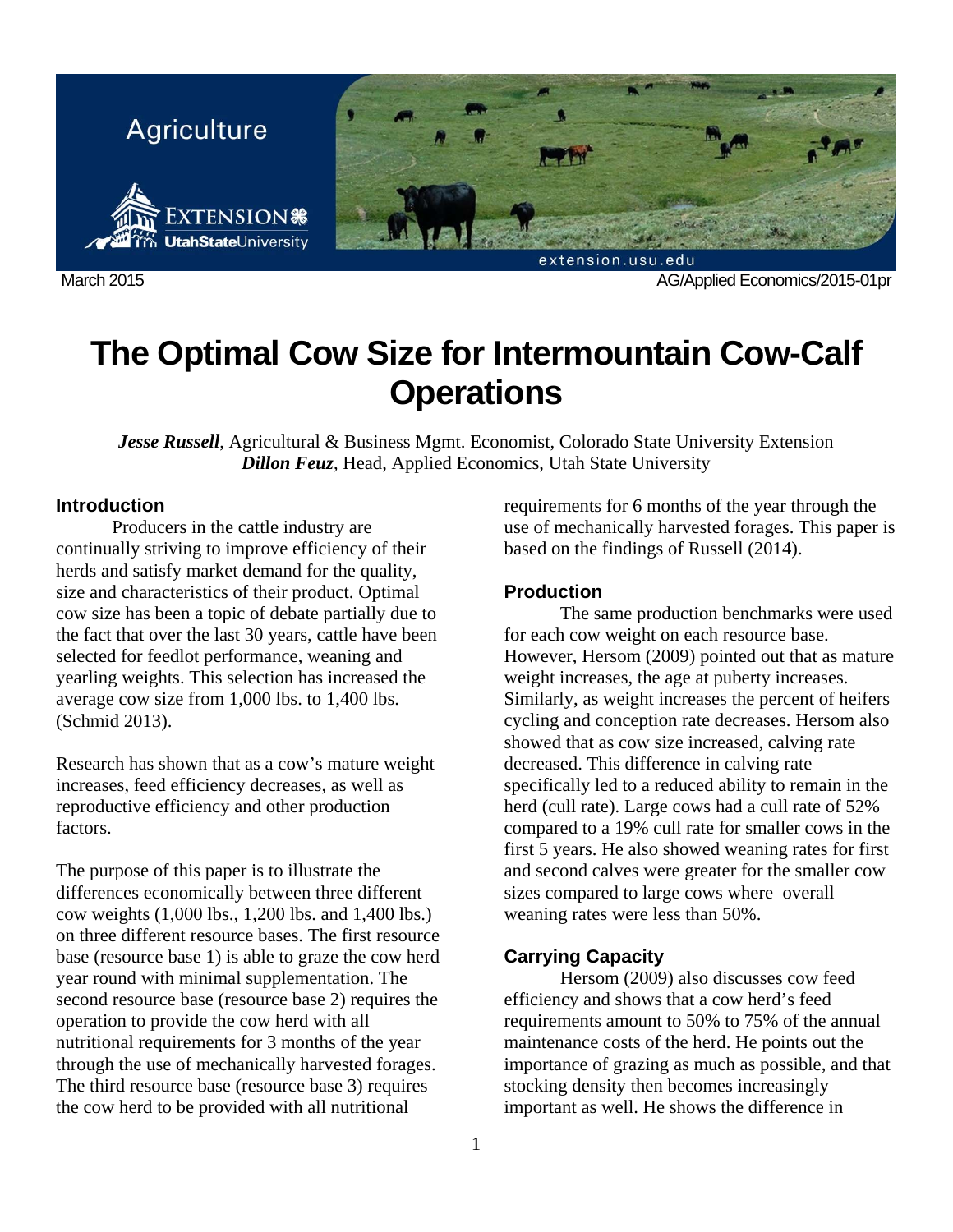Agriculture

March 2015 AG/Applied Economics/2015-01pr

# The Optimal Cow Size for Intermountain Cow-Calf Operations

***Jesse Russell***, Agricultural & Business Mgmt. Economist, Colorado State University Extension
***Dillon Feuz***, Head, Applied Economics, Utah State University

## Introduction

Producers in the cattle industry are continually striving to improve efficiency of their herds and satisfy market demand for the quality, size and characteristics of their product. Optimal cow size has been a topic of debate partially due to the fact that over the last 30 years, cattle have been selected for feedlot performance, weaning and yearling weights. This selection has increased the average cow size from 1,000 lbs. to 1,400 lbs. (Schmid 2013).

Research has shown that as a cow's mature weight increases, feed efficiency decreases, as well as reproductive efficiency and other production factors.

The purpose of this paper is to illustrate the differences economically between three different cow weights (1,000 lbs., 1,200 lbs. and 1,400 lbs.) on three different resource bases. The first resource base (resource base 1) is able to graze the cow herd year round with minimal supplementation. The second resource base (resource base 2) requires the operation to provide the cow herd with all nutritional requirements for 3 months of the year through the use of mechanically harvested forages. The third resource base (resource base 3) requires the cow herd to be provided with all nutritional requirements for 6 months of the year through the use of mechanically harvested forages. This paper is based on the findings of Russell (2014).

## Production

The same production benchmarks were used for each cow weight on each resource base. However, Hersom (2009) pointed out that as mature weight increases, the age at puberty increases. Similarly, as weight increases the percent of heifers cycling and conception rate decreases. Hersom also showed that as cow size increased, calving rate decreased. This difference in calving rate specifically led to a reduced ability to remain in the herd (cull rate). Large cows had a cull rate of 52% compared to a 19% cull rate for smaller cows in the first 5 years. He also showed weaning rates for first and second calves were greater for the smaller cow sizes compared to large cows where overall weaning rates were less than 50%.

## Carrying Capacity

Hersom (2009) also discusses cow feed efficiency and shows that a cow herd's feed requirements amount to 50% to 75% of the annual maintenance costs of the herd. He points out the importance of grazing as much as possible, and that stocking density then becomes increasingly important as well. He shows the difference in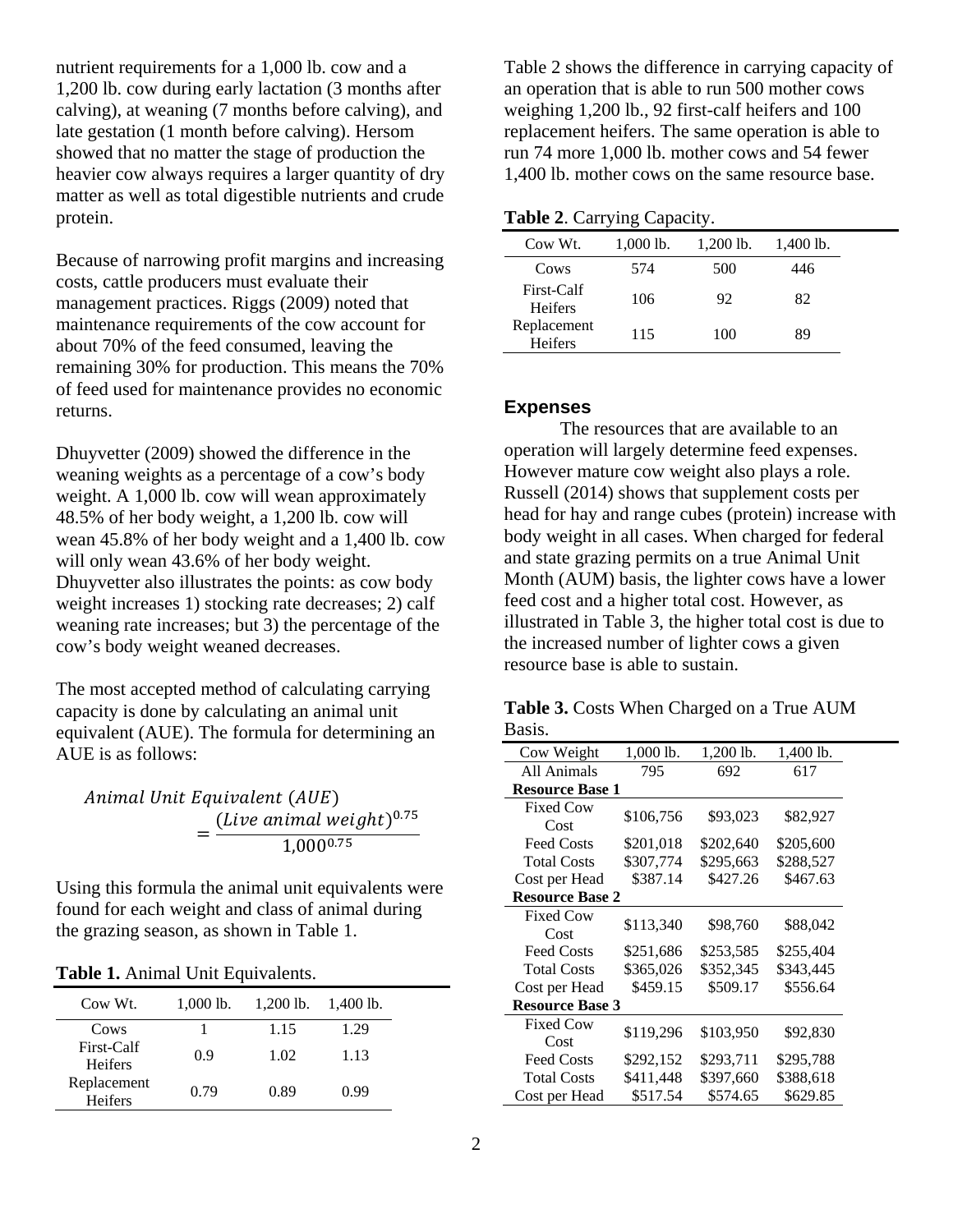nutrient requirements for a 1,000 lb. cow and a 1,200 lb. cow during early lactation (3 months after calving), at weaning (7 months before calving), and late gestation (1 month before calving). Hersom showed that no matter the stage of production the heavier cow always requires a larger quantity of dry matter as well as total digestible nutrients and crude protein.

Because of narrowing profit margins and increasing costs, cattle producers must evaluate their management practices. Riggs (2009) noted that maintenance requirements of the cow account for about 70% of the feed consumed, leaving the remaining 30% for production. This means the 70% of feed used for maintenance provides no economic returns.

Dhuyvetter (2009) showed the difference in the weaning weights as a percentage of a cow's body weight. A 1,000 lb. cow will wean approximately 48.5% of her body weight, a 1,200 lb. cow will wean 45.8% of her body weight and a 1,400 lb. cow will only wean 43.6% of her body weight. Dhuyvetter also illustrates the points: as cow body weight increases 1) stocking rate decreases; 2) calf weaning rate increases; but 3) the percentage of the cow's body weight weaned decreases.

The most accepted method of calculating carrying capacity is done by calculating an animal unit equivalent (AUE). The formula for determining an AUE is as follows:

$$Animal\ Unit\ Equivalent\ (AUE) = \frac{(Live\ animal\ weight)^{0.75}}{1{,}000^{0.75}}$$

Using this formula the animal unit equivalents were found for each weight and class of animal during the grazing season, as shown in Table 1.

**Table 1.** Animal Unit Equivalents.

| Cow Wt. | 1,000 lb. | 1,200 lb. | 1,400 lb. |
|---|---|---|---|
| Cows | 1 | 1.15 | 1.29 |
| First-Calf Heifers | 0.9 | 1.02 | 1.13 |
| Replacement Heifers | 0.79 | 0.89 | 0.99 |

Table 2 shows the difference in carrying capacity of an operation that is able to run 500 mother cows weighing 1,200 lbs., 92 first-calf heifers and 100 replacement heifers. The same operation is able to run 74 more 1,000 lb. mother cows and 54 fewer 1,400 lb. mother cows on the same resource base.

**Table 2**. Carrying Capacity.

| Cow Wt. | 1,000 lb. | 1,200 lb. | 1,400 lb. |
|---|---|---|---|
| Cows | 574 | 500 | 446 |
| First-Calf Heifers | 106 | 92 | 82 |
| Replacement Heifers | 115 | 100 | 89 |

## Expenses

The resources that are available to an operation will largely determine feed expenses. However mature cow weight also plays a role. Russell (2014) shows that supplement costs per head for hay and range cubes (protein) increase with body weight in all cases. When charged for federal and state grazing permits on a true Animal Unit Month (AUM) basis, the lighter cows have a lower feed cost and a higher total cost. However, as illustrated in Table 3, the higher total cost is due to the increased number of lighter cows a given resource base is able to sustain.

**Table 3.** Costs When Charged on a True AUM Basis.

| Cow Weight | 1,000 lb. | 1,200 lb. | 1,400 lb. |
|---|---|---|---|
| All Animals | 795 | 692 | 617 |
| **Resource Base 1** | | | |
| Fixed Cow Cost | \$106,756 | \$93,023 | \$82,927 |
| Feed Costs | \$201,018 | \$202,640 | \$205,600 |
| Total Costs | \$307,774 | \$295,663 | \$288,527 |
| Cost per Head | \$387.14 | \$427.26 | \$467.63 |
| **Resource Base 2** | | | |
| Fixed Cow Cost | \$113,340 | \$98,760 | \$88,042 |
| Feed Costs | \$251,686 | \$253,585 | \$255,404 |
| Total Costs | \$365,026 | \$352,345 | \$343,445 |
| Cost per Head | \$459.15 | \$509.17 | \$556.64 |
| **Resource Base 3** | | | |
| Fixed Cow Cost | \$119,296 | \$103,950 | \$92,830 |
| Feed Costs | \$292,152 | \$293,711 | \$295,788 |
| Total Costs | \$411,448 | \$397,660 | \$388,618 |
| Cost per Head | \$517.54 | \$574.65 | \$629.85 |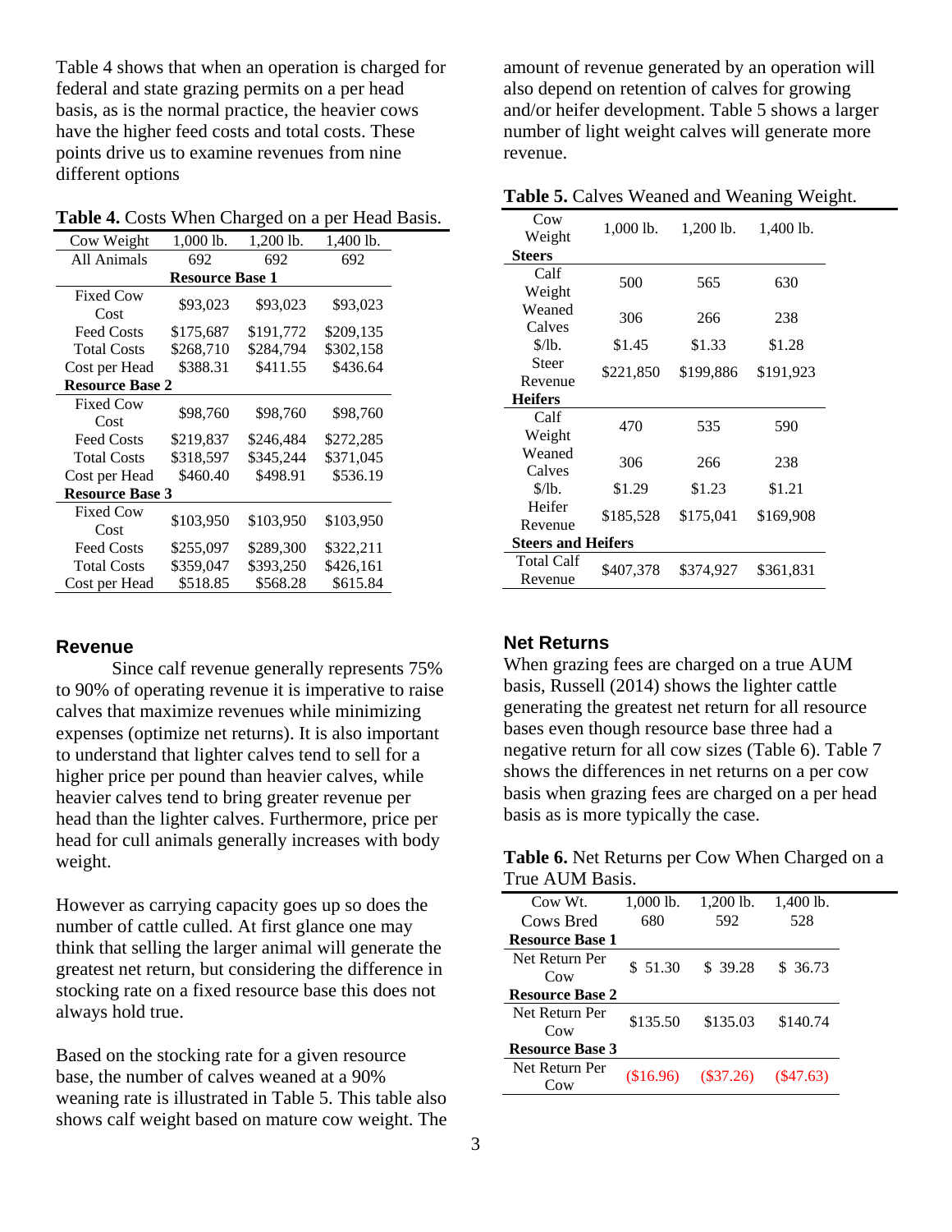Table 4 shows that when an operation is charged for federal and state grazing permits on a per head basis, as is the normal practice, the heavier cows have the higher feed costs and total costs. These points drive us to examine revenues from nine different options

**Table 4.** Costs When Charged on a per Head Basis.

| Cow Weight | 1,000 lb. | 1,200 lb. | 1,400 lb. |
|---|---|---|---|
| All Animals | 692 | 692 | 692 |
| **Resource Base 1** | | | |
| Fixed Cow Cost | $93,023 | $93,023 | $93,023 |
| Feed Costs | $175,687 | $191,772 | $209,135 |
| Total Costs | $268,710 | $284,794 | $302,158 |
| Cost per Head | $388.31 | $411.55 | $436.64 |
| **Resource Base 2** | | | |
| Fixed Cow Cost | $98,760 | $98,760 | $98,760 |
| Feed Costs | $219,837 | $246,484 | $272,285 |
| Total Costs | $318,597 | $345,244 | $371,045 |
| Cost per Head | $460.40 | $498.91 | $536.19 |
| **Resource Base 3** | | | |
| Fixed Cow Cost | $103,950 | $103,950 | $103,950 |
| Feed Costs | $255,097 | $289,300 | $322,211 |
| Total Costs | $359,047 | $393,250 | $426,161 |
| Cost per Head | $518.85 | $568.28 | $615.84 |

## Revenue

Since calf revenue generally represents 75% to 90% of operating revenue it is imperative to raise calves that maximize revenues while minimizing expenses (optimize net returns). It is also important to understand that lighter calves tend to sell for a higher price per pound than heavier calves, while heavier calves tend to bring greater revenue per head than the lighter calves. Furthermore, price per head for cull animals generally increases with body weight.

However as carrying capacity goes up so does the number of cattle culled. At first glance one may think that selling the larger animal will generate the greatest net return, but considering the difference in stocking rate on a fixed resource base this does not always hold true.

Based on the stocking rate for a given resource base, the number of calves weaned at a 90% weaning rate is illustrated in Table 5. This table also shows calf weight based on mature cow weight. The amount of revenue generated by an operation will also depend on retention of calves for growing and/or heifer development. Table 5 shows a larger number of light weight calves will generate more revenue.

**Table 5.** Calves Weaned and Weaning Weight.

| Cow Weight | 1,000 lb. | 1,200 lb. | 1,400 lb. |
|---|---|---|---|
| **Steers** | | | |
| Calf Weight | 500 | 565 | 630 |
| Weaned Calves | 306 | 266 | 238 |
| $/lb. | $1.45 | $1.33 | $1.28 |
| Steer Revenue | $221,850 | $199,886 | $191,923 |
| **Heifers** | | | |
| Calf Weight | 470 | 535 | 590 |
| Weaned Calves | 306 | 266 | 238 |
| $/lb. | $1.29 | $1.23 | $1.21 |
| Heifer Revenue | $185,528 | $175,041 | $169,908 |
| **Steers and Heifers** | | | |
| Total Calf Revenue | $407,378 | $374,927 | $361,831 |

## Net Returns

When grazing fees are charged on a true AUM basis, Russell (2014) shows the lighter cattle generating the greatest net return for all resource bases even though resource base three had a negative return for all cow sizes (Table 6). Table 7 shows the differences in net returns on a per cow basis when grazing fees are charged on a per head basis as is more typically the case.

**Table 6.** Net Returns per Cow When Charged on a True AUM Basis.

| Cow Wt. | 1,000 lb. | 1,200 lb. | 1,400 lb. |
|---|---|---|---|
| Cows Bred | 680 | 592 | 528 |
| **Resource Base 1** | | | |
| Net Return Per Cow | $ 51.30 | $ 39.28 | $ 36.73 |
| **Resource Base 2** | | | |
| Net Return Per Cow | $135.50 | $135.03 | $140.74 |
| **Resource Base 3** | | | |
| Net Return Per Cow | ($16.96) | ($37.26) | ($47.63) |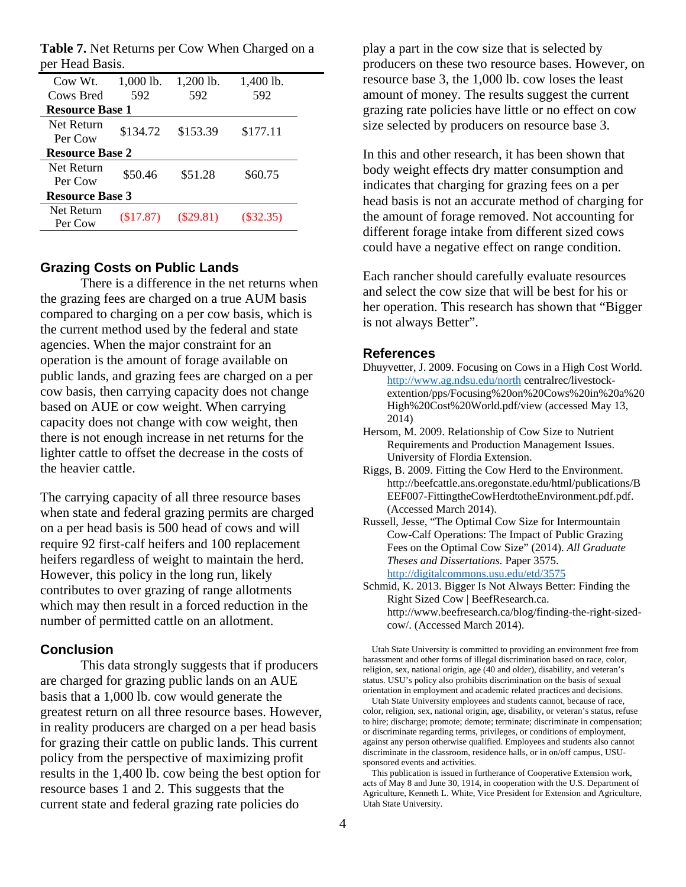**Table 7.** Net Returns per Cow When Charged on a per Head Basis.

| Cow Wt. | 1,000 lb. | 1,200 lb. | 1,400 lb. |
|---|---|---|---|
| Cows Bred | 592 | 592 | 592 |
| **Resource Base 1** | | | |
| Net Return Per Cow | $134.72 | $153.39 | $177.11 |
| **Resource Base 2** | | | |
| Net Return Per Cow | $50.46 | $51.28 | $60.75 |
| **Resource Base 3** | | | |
| Net Return Per Cow | ($17.87) | ($29.81) | ($32.35) |

## Grazing Costs on Public Lands

There is a difference in the net returns when the grazing fees are charged on a true AUM basis compared to charging on a per cow basis, which is the current method used by the federal and state agencies. When the major constraint for an operation is the amount of forage available on public lands, and grazing fees are charged on a per cow basis, then carrying capacity does not change based on AUE or cow weight. When carrying capacity does not change with cow weight, then there is not enough increase in net returns for the lighter cattle to offset the decrease in the costs of the heavier cattle.

The carrying capacity of all three resource bases when state and federal grazing permits are charged on a per head basis is 500 head of cows and will require 92 first-calf heifers and 100 replacement heifers regardless of weight to maintain the herd. However, this policy in the long run, likely contributes to over grazing of range allotments which may then result in a forced reduction in the number of permitted cattle on an allotment.

## Conclusion

This data strongly suggests that if producers are charged for grazing public lands on an AUE basis that a 1,000 lb. cow would generate the greatest return on all three resource bases. However, in reality producers are charged on a per head basis for grazing their cattle on public lands. This current policy from the perspective of maximizing profit results in the 1,400 lb. cow being the best option for resource bases 1 and 2. This suggests that the current state and federal grazing rate policies do play a part in the cow size that is selected by producers on these two resource bases. However, on resource base 3, the 1,000 lb. cow loses the least amount of money. The results suggest the current grazing rate policies have little or no effect on cow size selected by producers on resource base 3.

In this and other research, it has been shown that body weight effects dry matter consumption and indicates that charging for grazing fees on a per head basis is not an accurate method of charging for the amount of forage removed. Not accounting for different forage intake from different sized cows could have a negative effect on range condition.

Each rancher should carefully evaluate resources and select the cow size that will be best for his or her operation. This research has shown that "Bigger is not always Better".

## References

Dhuyvetter, J. 2009. Focusing on Cows in a High Cost World. http://www.ag.ndsu.edu/north centralrec/livestock-extention/pps/Focusing%20on%20Cows%20in%20a%20High%20Cost%20World.pdf/view (accessed May 13, 2014)

Hersom, M. 2009. Relationship of Cow Size to Nutrient Requirements and Production Management Issues. University of Flordia Extension.

Riggs, B. 2009. Fitting the Cow Herd to the Environment. http://beefcattle.ans.oregonstate.edu/html/publications/BEEF007-FittingtheCowHerdtotheEnvironment.pdf.pdf. (Accessed March 2014).

Russell, Jesse, "The Optimal Cow Size for Intermountain Cow-Calf Operations: The Impact of Public Grazing Fees on the Optimal Cow Size" (2014). *All Graduate Theses and Dissertations.* Paper 3575. http://digitalcommons.usu.edu/etd/3575

Schmid, K. 2013. Bigger Is Not Always Better: Finding the Right Sized Cow | BeefResearch.ca. http://www.beefresearch.ca/blog/finding-the-right-sized-cow/. (Accessed March 2014).

Utah State University is committed to providing an environment free from harassment and other forms of illegal discrimination based on race, color, religion, sex, national origin, age (40 and older), disability, and veteran's status. USU's policy also prohibits discrimination on the basis of sexual orientation in employment and academic related practices and decisions.

Utah State University employees and students cannot, because of race, color, religion, sex, national origin, age, disability, or veteran's status, refuse to hire; discharge; promote; demote; terminate; discriminate in compensation; or discriminate regarding terms, privileges, or conditions of employment, against any person otherwise qualified. Employees and students also cannot discriminate in the classroom, residence halls, or in on/off campus, USU-sponsored events and activities.

This publication is issued in furtherance of Cooperative Extension work, acts of May 8 and June 30, 1914, in cooperation with the U.S. Department of Agriculture, Kenneth L. White, Vice President for Extension and Agriculture, Utah State University.